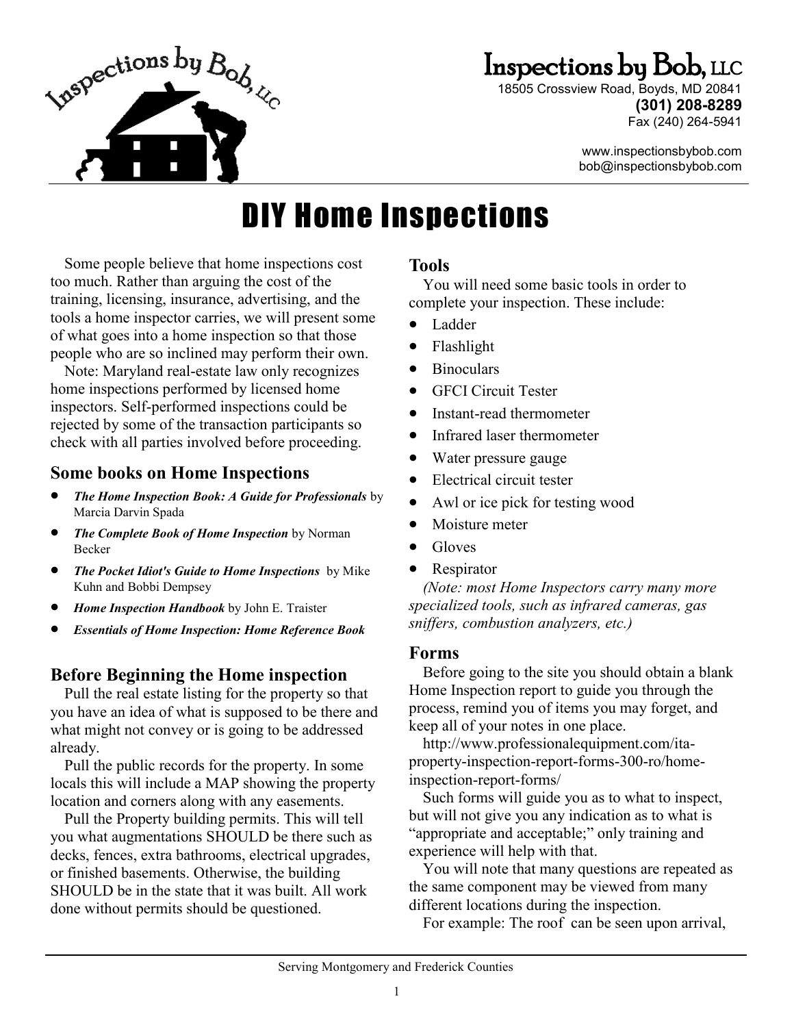# Inspections by Bob, LLC

18505 Crossview Road, Boyds, MD 20841
**(301) 208-8289**
Fax (240) 264-5941

www.inspectionsbybob.com
bob@inspectionsbybob.com

# DIY Home Inspections

Some people believe that home inspections cost too much. Rather than arguing the cost of the training, licensing, insurance, advertising, and the tools a home inspector carries, we will present some of what goes into a home inspection so that those people who are so inclined may perform their own.

Note: Maryland real-estate law only recognizes home inspections performed by licensed home inspectors. Self-performed inspections could be rejected by some of the transaction participants so check with all parties involved before proceeding.

## Some books on Home Inspections

- ***The Home Inspection Book: A Guide for Professionals*** by Marcia Darvin Spada
- ***The Complete Book of Home Inspection*** by Norman Becker
- ***The Pocket Idiot's Guide to Home Inspections*** by Mike Kuhn and Bobbi Dempsey
- ***Home Inspection Handbook*** by John E. Traister
- ***Essentials of Home Inspection: Home Reference Book***

## Before Beginning the Home inspection

Pull the real estate listing for the property so that you have an idea of what is supposed to be there and what might not convey or is going to be addressed already.

Pull the public records for the property. In some locals this will include a MAP showing the property location and corners along with any easements.

Pull the Property building permits. This will tell you what augmentations SHOULD be there such as decks, fences, extra bathrooms, electrical upgrades, or finished basements. Otherwise, the building SHOULD be in the state that it was built. All work done without permits should be questioned.

## Tools

You will need some basic tools in order to complete your inspection. These include:

- Ladder
- Flashlight
- Binoculars
- GFCI Circuit Tester
- Instant-read thermometer
- Infrared laser thermometer
- Water pressure gauge
- Electrical circuit tester
- Awl or ice pick for testing wood
- Moisture meter
- Gloves
- Respirator

*(Note: most Home Inspectors carry many more specialized tools, such as infrared cameras, gas sniffers, combustion analyzers, etc.)*

## Forms

Before going to the site you should obtain a blank Home Inspection report to guide you through the process, remind you of items you may forget, and keep all of your notes in one place.

http://www.professionalequipment.com/ita-property-inspection-report-forms-300-ro/home-inspection-report-forms/

Such forms will guide you as to what to inspect, but will not give you any indication as to what is "appropriate and acceptable;" only training and experience will help with that.

You will note that many questions are repeated as the same component may be viewed from many different locations during the inspection.

For example: The roof can be seen upon arrival,

Serving Montgomery and Frederick Counties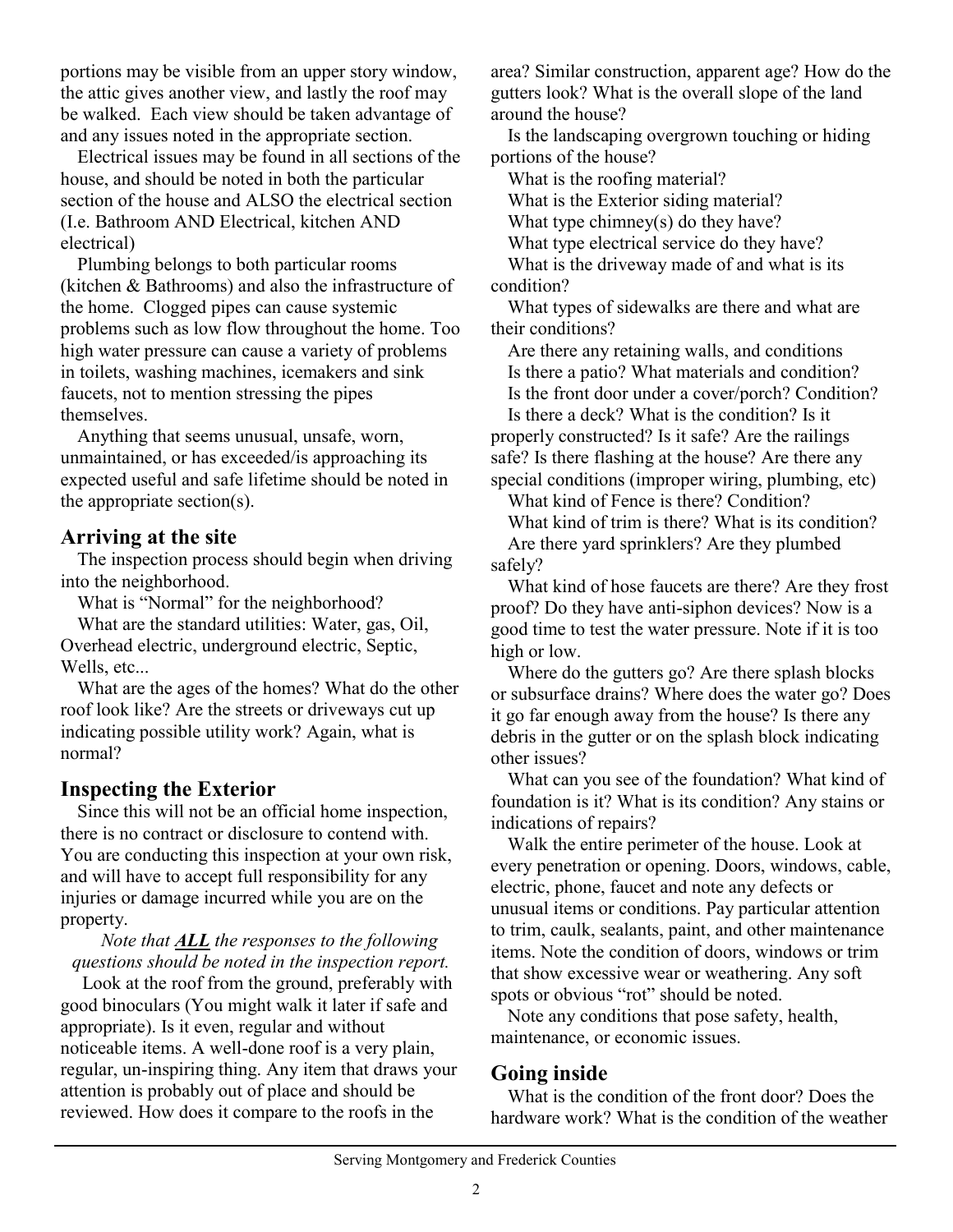portions may be visible from an upper story window, the attic gives another view, and lastly the roof may be walked. Each view should be taken advantage of and any issues noted in the appropriate section.

Electrical issues may be found in all sections of the house, and should be noted in both the particular section of the house and ALSO the electrical section (I.e. Bathroom AND Electrical, kitchen AND electrical)

Plumbing belongs to both particular rooms (kitchen & Bathrooms) and also the infrastructure of the home. Clogged pipes can cause systemic problems such as low flow throughout the home. Too high water pressure can cause a variety of problems in toilets, washing machines, icemakers and sink faucets, not to mention stressing the pipes themselves.

Anything that seems unusual, unsafe, worn, unmaintained, or has exceeded/is approaching its expected useful and safe lifetime should be noted in the appropriate section(s).

## Arriving at the site

The inspection process should begin when driving into the neighborhood.

What is "Normal" for the neighborhood?

What are the standard utilities: Water, gas, Oil, Overhead electric, underground electric, Septic, Wells, etc...

What are the ages of the homes? What do the other roof look like? Are the streets or driveways cut up indicating possible utility work? Again, what is normal?

## Inspecting the Exterior

Since this will not be an official home inspection, there is no contract or disclosure to contend with. You are conducting this inspection at your own risk, and will have to accept full responsibility for any injuries or damage incurred while you are on the property.

*Note that **ALL** the responses to the following questions should be noted in the inspection report.*

Look at the roof from the ground, preferably with good binoculars (You might walk it later if safe and appropriate). Is it even, regular and without noticeable items. A well-done roof is a very plain, regular, un-inspiring thing. Any item that draws your attention is probably out of place and should be reviewed. How does it compare to the roofs in the area? Similar construction, apparent age? How do the gutters look? What is the overall slope of the land around the house?

Is the landscaping overgrown touching or hiding portions of the house?

What is the roofing material?

What is the Exterior siding material?

What type chimney(s) do they have?

What type electrical service do they have?

What is the driveway made of and what is its condition?

What types of sidewalks are there and what are their conditions?

Are there any retaining walls, and conditions

Is there a patio? What materials and condition?

Is the front door under a cover/porch? Condition?

Is there a deck? What is the condition? Is it properly constructed? Is it safe? Are the railings safe? Is there flashing at the house? Are there any special conditions (improper wiring, plumbing, etc)

What kind of Fence is there? Condition?

What kind of trim is there? What is its condition?

Are there yard sprinklers? Are they plumbed safely?

What kind of hose faucets are there? Are they frost proof? Do they have anti-siphon devices? Now is a good time to test the water pressure. Note if it is too high or low.

Where do the gutters go? Are there splash blocks or subsurface drains? Where does the water go? Does it go far enough away from the house? Is there any debris in the gutter or on the splash block indicating other issues?

What can you see of the foundation? What kind of foundation is it? What is its condition? Any stains or indications of repairs?

Walk the entire perimeter of the house. Look at every penetration or opening. Doors, windows, cable, electric, phone, faucet and note any defects or unusual items or conditions. Pay particular attention to trim, caulk, sealants, paint, and other maintenance items. Note the condition of doors, windows or trim that show excessive wear or weathering. Any soft spots or obvious "rot" should be noted.

Note any conditions that pose safety, health, maintenance, or economic issues.

## Going inside

What is the condition of the front door? Does the hardware work? What is the condition of the weather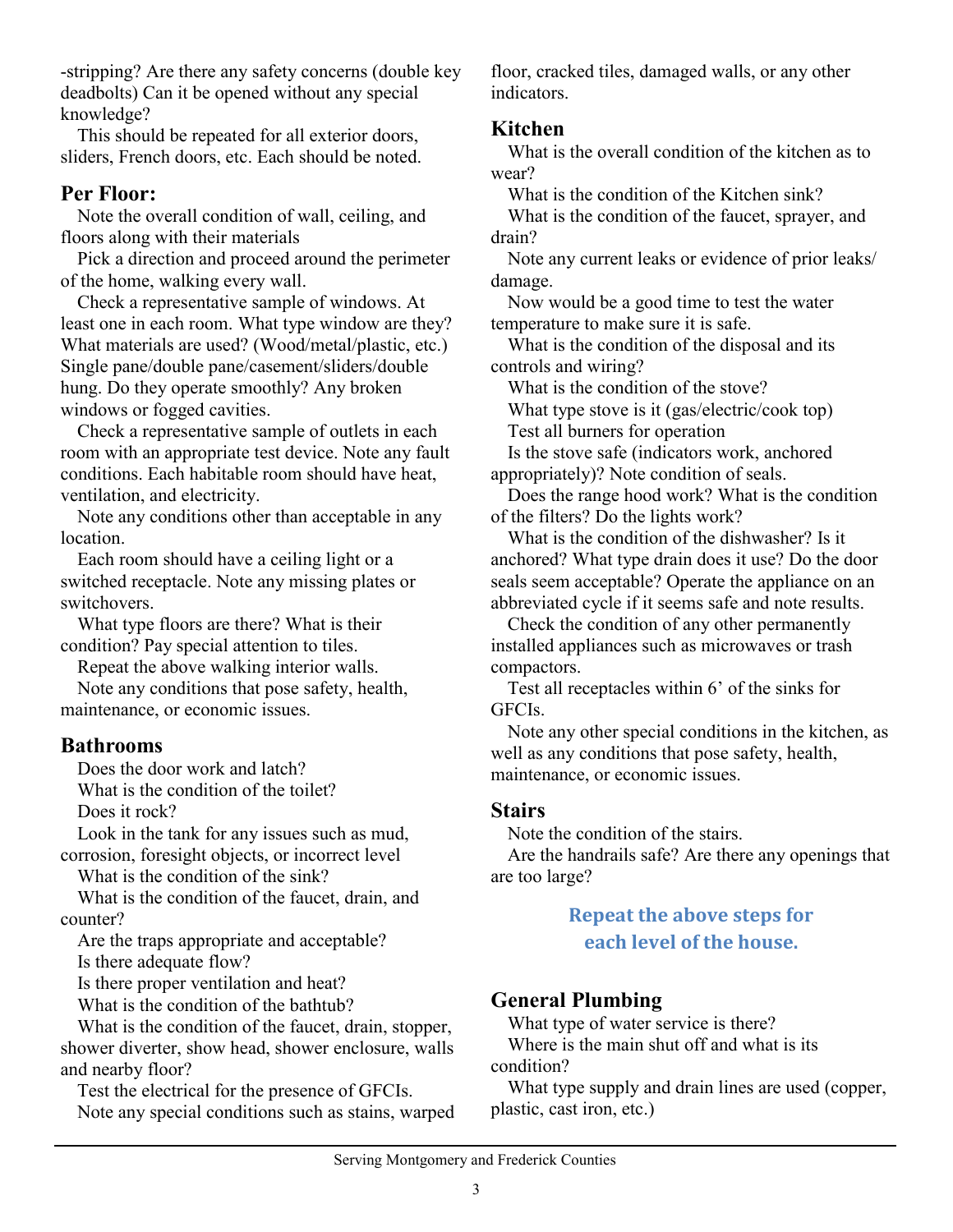-stripping? Are there any safety concerns (double key deadbolts) Can it be opened without any special knowledge?

This should be repeated for all exterior doors, sliders, French doors, etc. Each should be noted.

## Per Floor:

Note the overall condition of wall, ceiling, and floors along with their materials

Pick a direction and proceed around the perimeter of the home, walking every wall.

Check a representative sample of windows. At least one in each room. What type window are they? What materials are used? (Wood/metal/plastic, etc.) Single pane/double pane/casement/sliders/double hung. Do they operate smoothly? Any broken windows or fogged cavities.

Check a representative sample of outlets in each room with an appropriate test device. Note any fault conditions. Each habitable room should have heat, ventilation, and electricity.

Note any conditions other than acceptable in any location.

Each room should have a ceiling light or a switched receptacle. Note any missing plates or switchovers.

What type floors are there? What is their condition? Pay special attention to tiles.

Repeat the above walking interior walls.

Note any conditions that pose safety, health, maintenance, or economic issues.

## Bathrooms

Does the door work and latch?

What is the condition of the toilet?

Does it rock?

Look in the tank for any issues such as mud, corrosion, foresight objects, or incorrect level

What is the condition of the sink?

What is the condition of the faucet, drain, and counter?

Are the traps appropriate and acceptable?

Is there adequate flow?

Is there proper ventilation and heat?

What is the condition of the bathtub?

What is the condition of the faucet, drain, stopper, shower diverter, show head, shower enclosure, walls and nearby floor?

Test the electrical for the presence of GFCIs.

Note any special conditions such as stains, warped floor, cracked tiles, damaged walls, or any other indicators.

## Kitchen

What is the overall condition of the kitchen as to wear?

What is the condition of the Kitchen sink?

What is the condition of the faucet, sprayer, and drain?

Note any current leaks or evidence of prior leaks/ damage.

Now would be a good time to test the water temperature to make sure it is safe.

What is the condition of the disposal and its controls and wiring?

What is the condition of the stove?

What type stove is it (gas/electric/cook top)

Test all burners for operation

Is the stove safe (indicators work, anchored appropriately)? Note condition of seals.

Does the range hood work? What is the condition of the filters? Do the lights work?

What is the condition of the dishwasher? Is it anchored? What type drain does it use? Do the door seals seem acceptable? Operate the appliance on an abbreviated cycle if it seems safe and note results.

Check the condition of any other permanently installed appliances such as microwaves or trash compactors.

Test all receptacles within 6' of the sinks for GFCIs.

Note any other special conditions in the kitchen, as well as any conditions that pose safety, health, maintenance, or economic issues.

## Stairs

Note the condition of the stairs.

Are the handrails safe? Are there any openings that are too large?

**Repeat the above steps for each level of the house.**

## General Plumbing

What type of water service is there?

Where is the main shut off and what is its condition?

What type supply and drain lines are used (copper, plastic, cast iron, etc.)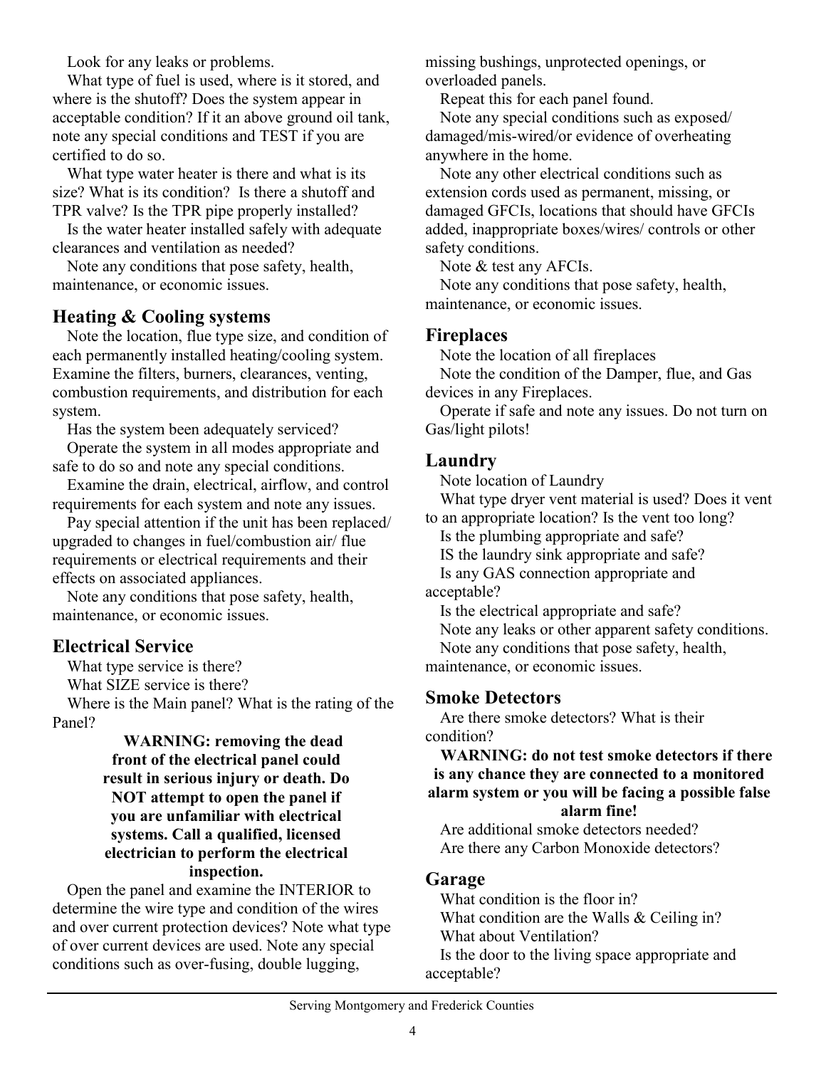Look for any leaks or problems.

What type of fuel is used, where is it stored, and where is the shutoff? Does the system appear in acceptable condition? If it an above ground oil tank, note any special conditions and TEST if you are certified to do so.

What type water heater is there and what is its size? What is its condition? Is there a shutoff and TPR valve? Is the TPR pipe properly installed?

Is the water heater installed safely with adequate clearances and ventilation as needed?

Note any conditions that pose safety, health, maintenance, or economic issues.

## Heating & Cooling systems

Note the location, flue type size, and condition of each permanently installed heating/cooling system. Examine the filters, burners, clearances, venting, combustion requirements, and distribution for each system.

Has the system been adequately serviced?

Operate the system in all modes appropriate and safe to do so and note any special conditions.

Examine the drain, electrical, airflow, and control requirements for each system and note any issues.

Pay special attention if the unit has been replaced/ upgraded to changes in fuel/combustion air/ flue requirements or electrical requirements and their effects on associated appliances.

Note any conditions that pose safety, health, maintenance, or economic issues.

## Electrical Service

What type service is there?

What SIZE service is there?

Where is the Main panel? What is the rating of the Panel?

**WARNING: removing the dead front of the electrical panel could result in serious injury or death. Do NOT attempt to open the panel if you are unfamiliar with electrical systems. Call a qualified, licensed electrician to perform the electrical inspection.**

Open the panel and examine the INTERIOR to determine the wire type and condition of the wires and over current protection devices? Note what type of over current devices are used. Note any special conditions such as over-fusing, double lugging, missing bushings, unprotected openings, or overloaded panels.

Repeat this for each panel found.

Note any special conditions such as exposed/ damaged/mis-wired/or evidence of overheating anywhere in the home.

Note any other electrical conditions such as extension cords used as permanent, missing, or damaged GFCIs, locations that should have GFCIs added, inappropriate boxes/wires/ controls or other safety conditions.

Note & test any AFCIs.

Note any conditions that pose safety, health, maintenance, or economic issues.

## Fireplaces

Note the location of all fireplaces

Note the condition of the Damper, flue, and Gas devices in any Fireplaces.

Operate if safe and note any issues. Do not turn on Gas/light pilots!

## Laundry

Note location of Laundry

What type dryer vent material is used? Does it vent to an appropriate location? Is the vent too long?

Is the plumbing appropriate and safe?

IS the laundry sink appropriate and safe?

Is any GAS connection appropriate and acceptable?

Is the electrical appropriate and safe?

Note any leaks or other apparent safety conditions.

Note any conditions that pose safety, health, maintenance, or economic issues.

## Smoke Detectors

Are there smoke detectors? What is their condition?

**WARNING: do not test smoke detectors if there is any chance they are connected to a monitored alarm system or you will be facing a possible false alarm fine!**

Are additional smoke detectors needed?

Are there any Carbon Monoxide detectors?

## Garage

What condition is the floor in?

What condition are the Walls & Ceiling in?

What about Ventilation?

Is the door to the living space appropriate and acceptable?

Serving Montgomery and Frederick Counties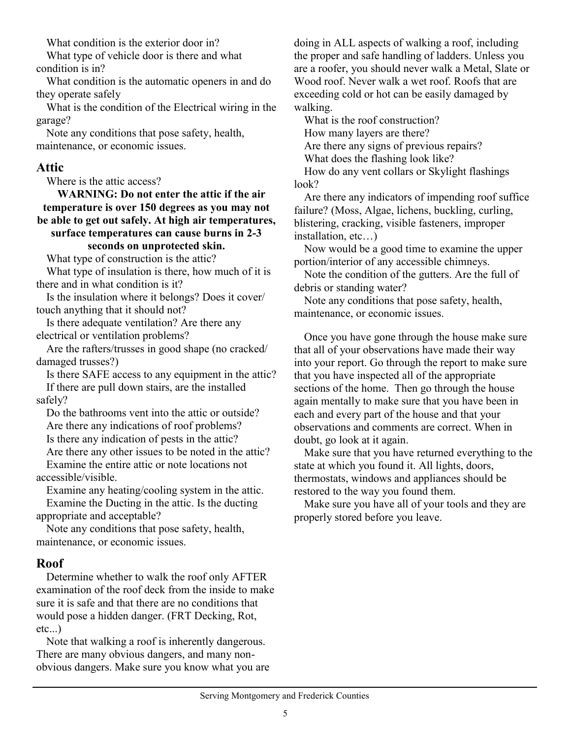What condition is the exterior door in?

What type of vehicle door is there and what condition is in?

What condition is the automatic openers in and do they operate safely

What is the condition of the Electrical wiring in the garage?

Note any conditions that pose safety, health, maintenance, or economic issues.

## Attic

Where is the attic access?

**WARNING: Do not enter the attic if the air temperature is over 150 degrees as you may not be able to get out safely. At high air temperatures, surface temperatures can cause burns in 2-3 seconds on unprotected skin.**

What type of construction is the attic?

What type of insulation is there, how much of it is there and in what condition is it?

Is the insulation where it belongs? Does it cover/touch anything that it should not?

Is there adequate ventilation? Are there any electrical or ventilation problems?

Are the rafters/trusses in good shape (no cracked/damaged trusses?)

Is there SAFE access to any equipment in the attic?

If there are pull down stairs, are the installed safely?

Do the bathrooms vent into the attic or outside?

Are there any indications of roof problems?

Is there any indication of pests in the attic?

Are there any other issues to be noted in the attic?

Examine the entire attic or note locations not accessible/visible.

Examine any heating/cooling system in the attic.

Examine the Ducting in the attic. Is the ducting appropriate and acceptable?

Note any conditions that pose safety, health, maintenance, or economic issues.

## Roof

Determine whether to walk the roof only AFTER examination of the roof deck from the inside to make sure it is safe and that there are no conditions that would pose a hidden danger. (FRT Decking, Rot, etc...)

Note that walking a roof is inherently dangerous. There are many obvious dangers, and many non-obvious dangers. Make sure you know what you are doing in ALL aspects of walking a roof, including the proper and safe handling of ladders. Unless you are a roofer, you should never walk a Metal, Slate or Wood roof. Never walk a wet roof. Roofs that are exceeding cold or hot can be easily damaged by walking.

What is the roof construction?

How many layers are there?

Are there any signs of previous repairs?

What does the flashing look like?

How do any vent collars or Skylight flashings look?

Are there any indicators of impending roof suffice failure? (Moss, Algae, lichens, buckling, curling, blistering, cracking, visible fasteners, improper installation, etc…)

Now would be a good time to examine the upper portion/interior of any accessible chimneys.

Note the condition of the gutters. Are the full of debris or standing water?

Note any conditions that pose safety, health, maintenance, or economic issues.

Once you have gone through the house make sure that all of your observations have made their way into your report. Go through the report to make sure that you have inspected all of the appropriate sections of the home. Then go through the house again mentally to make sure that you have been in each and every part of the house and that your observations and comments are correct. When in doubt, go look at it again.

Make sure that you have returned everything to the state at which you found it. All lights, doors, thermostats, windows and appliances should be restored to the way you found them.

Make sure you have all of your tools and they are properly stored before you leave.